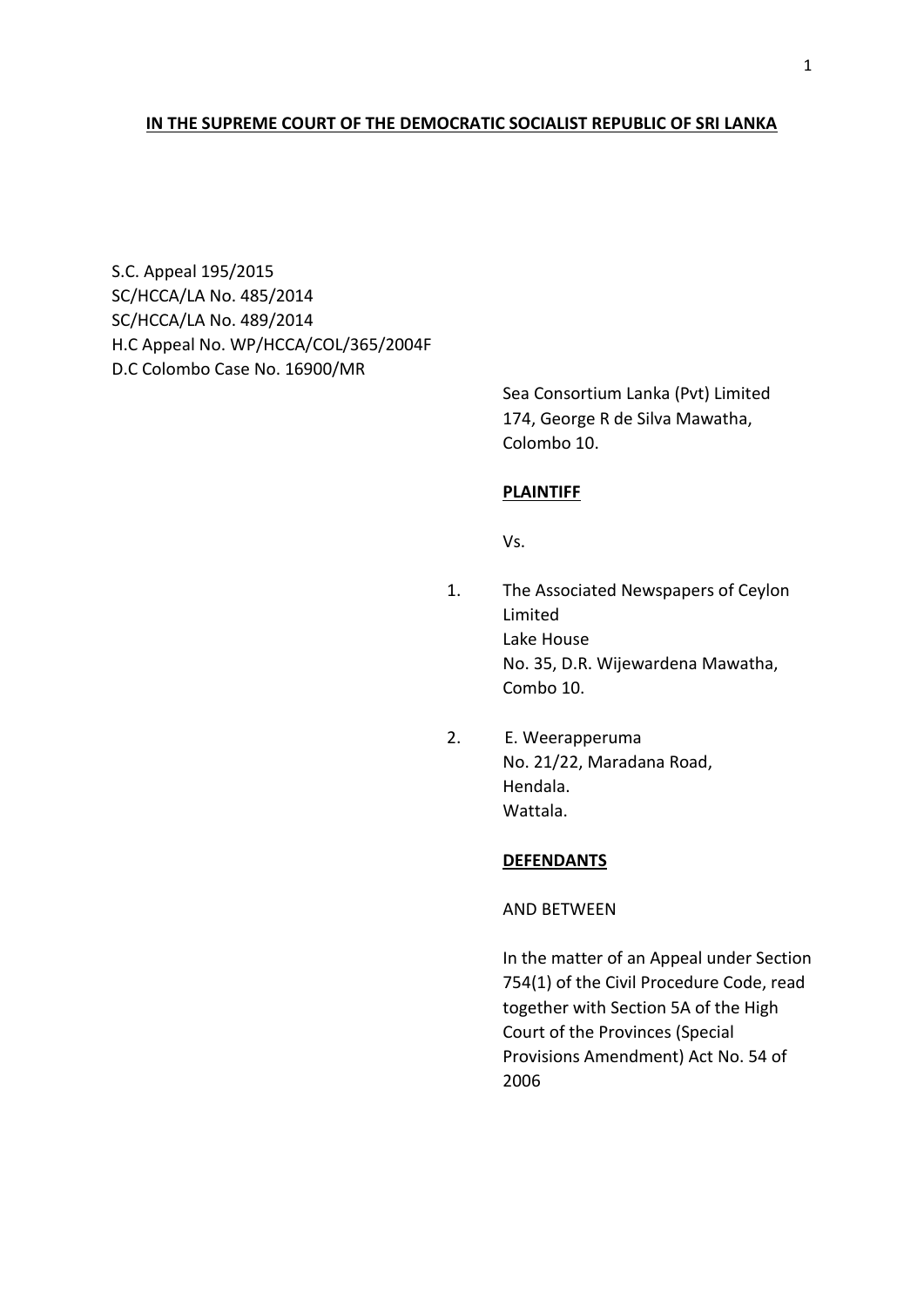**IN THE SUPREME COURT OF THE DEMOCRATIC SOCIALIST REPUBLIC OF SRI LANKA**

S.C. Appeal 195/2015
SC/HCCA/LA No. 485/2014
SC/HCCA/LA No. 489/2014
H.C Appeal No. WP/HCCA/COL/365/2004F
D.C Colombo Case No. 16900/MR

Sea Consortium Lanka (Pvt) Limited
174, George R de Silva Mawatha,
Colombo 10.

**PLAINTIFF**

Vs.

1. The Associated Newspapers of Ceylon Limited
   Lake House
   No. 35, D.R. Wijewardena Mawatha,
   Combo 10.

2. E. Weerapperuma
   No. 21/22, Maradana Road,
   Hendala.
   Wattala.

**DEFENDANTS**

AND BETWEEN

In the matter of an Appeal under Section 754(1) of the Civil Procedure Code, read together with Section 5A of the High Court of the Provinces (Special Provisions Amendment) Act No. 54 of 2006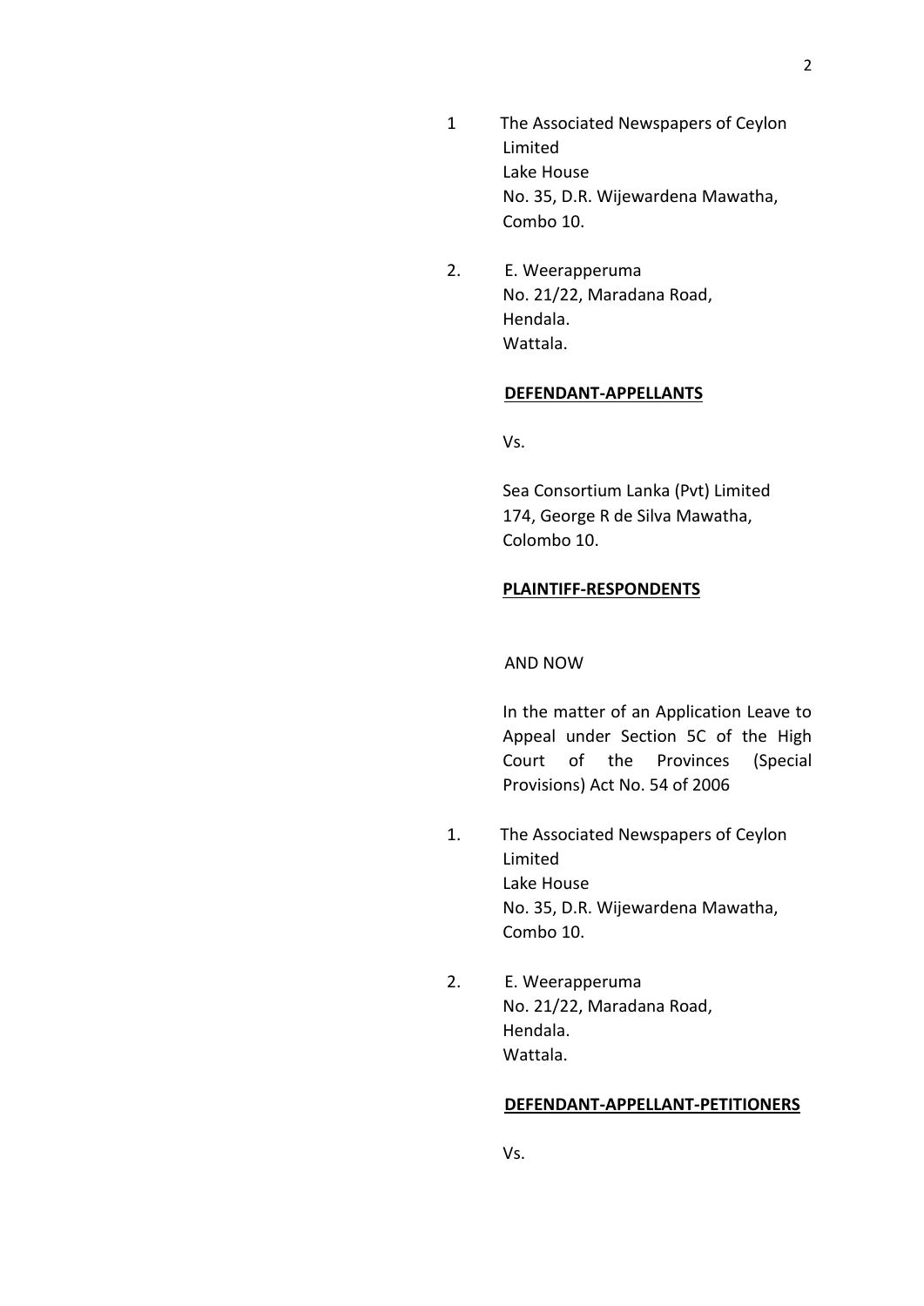1 The Associated Newspapers of Ceylon Limited
Lake House
No. 35, D.R. Wijewardena Mawatha,
Combo 10.

2. E. Weerapperuma
No. 21/22, Maradana Road,
Hendala.
Wattala.

**DEFENDANT-APPELLANTS**

Vs.

Sea Consortium Lanka (Pvt) Limited
174, George R de Silva Mawatha,
Colombo 10.

**PLAINTIFF-RESPONDENTS**

AND NOW

In the matter of an Application Leave to Appeal under Section 5C of the High Court of the Provinces (Special Provisions) Act No. 54 of 2006

1. The Associated Newspapers of Ceylon Limited
Lake House
No. 35, D.R. Wijewardena Mawatha,
Combo 10.

2. E. Weerapperuma
No. 21/22, Maradana Road,
Hendala.
Wattala.

**DEFENDANT-APPELLANT-PETITIONERS**

Vs.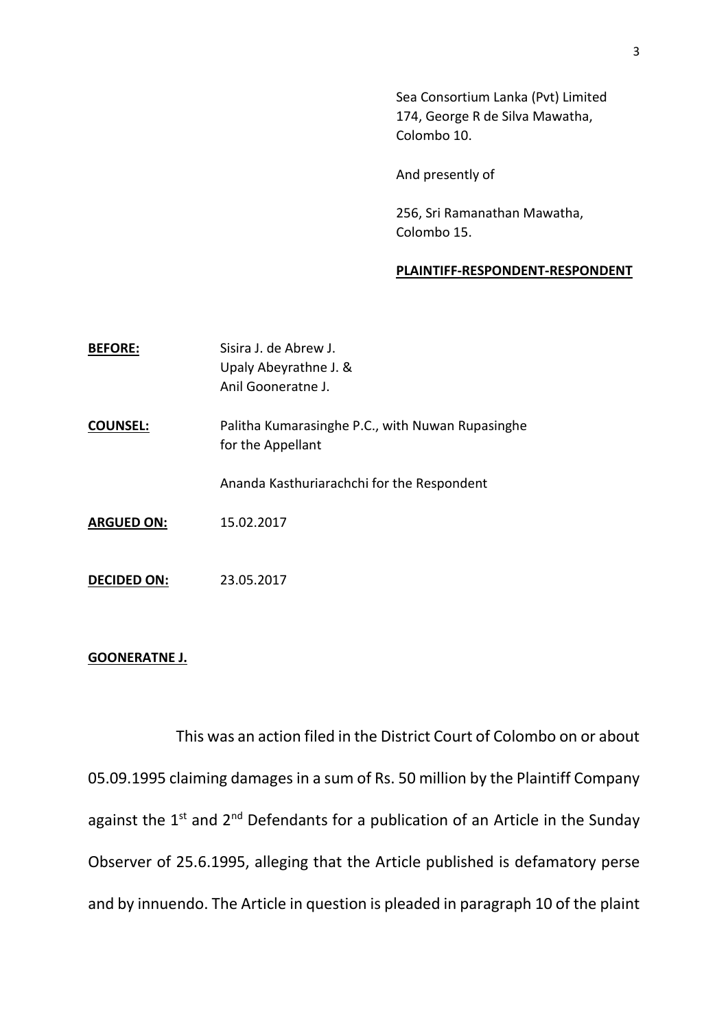Sea Consortium Lanka (Pvt) Limited
174, George R de Silva Mawatha,
Colombo 10.

And presently of

256, Sri Ramanathan Mawatha,
Colombo 15.

**PLAINTIFF-RESPONDENT-RESPONDENT**

**BEFORE:** Sisira J. de Abrew J.
Upaly Abeyrathne J. &
Anil Gooneratne J.

**COUNSEL:** Palitha Kumarasinghe P.C., with Nuwan Rupasinghe for the Appellant

Ananda Kasthuriarachchi for the Respondent

**ARGUED ON:** 15.02.2017

**DECIDED ON:** 23.05.2017

**GOONERATNE J.**

This was an action filed in the District Court of Colombo on or about 05.09.1995 claiming damages in a sum of Rs. 50 million by the Plaintiff Company against the 1st and 2nd Defendants for a publication of an Article in the Sunday Observer of 25.6.1995, alleging that the Article published is defamatory perse and by innuendo. The Article in question is pleaded in paragraph 10 of the plaint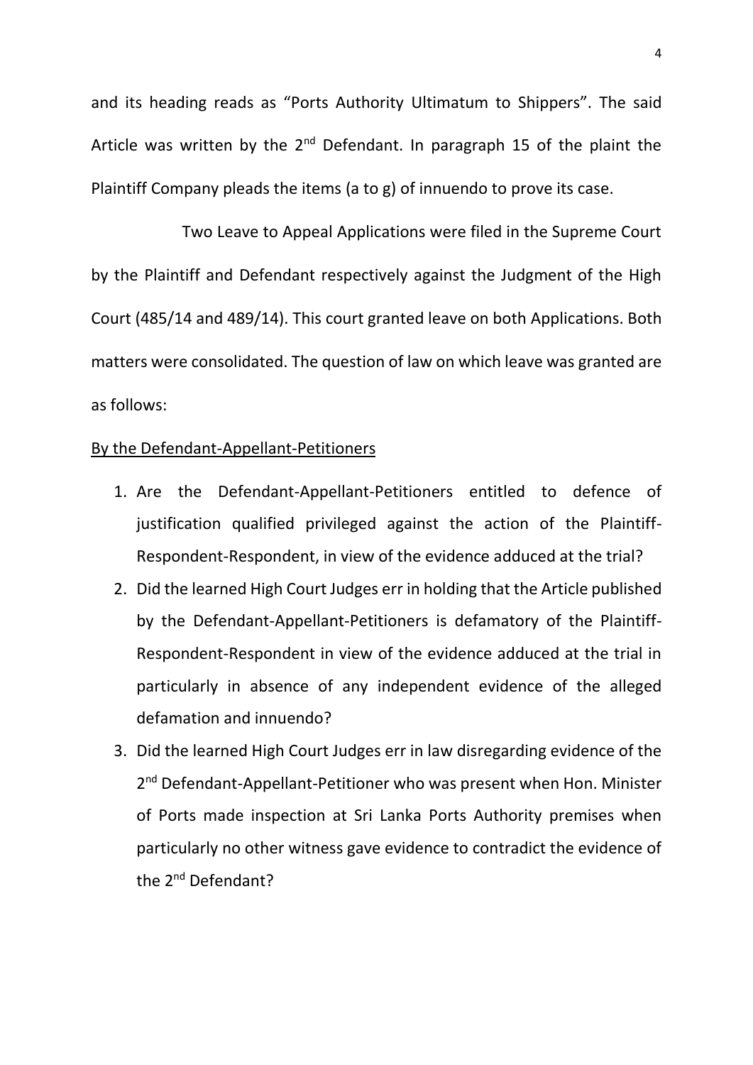and its heading reads as "Ports Authority Ultimatum to Shippers". The said Article was written by the 2nd Defendant. In paragraph 15 of the plaint the Plaintiff Company pleads the items (a to g) of innuendo to prove its case.

Two Leave to Appeal Applications were filed in the Supreme Court by the Plaintiff and Defendant respectively against the Judgment of the High Court (485/14 and 489/14). This court granted leave on both Applications. Both matters were consolidated. The question of law on which leave was granted are as follows:

<u>By the Defendant-Appellant-Petitioners</u>

1. Are the Defendant-Appellant-Petitioners entitled to defence of justification qualified privileged against the action of the Plaintiff-Respondent-Respondent, in view of the evidence adduced at the trial?
2. Did the learned High Court Judges err in holding that the Article published by the Defendant-Appellant-Petitioners is defamatory of the Plaintiff-Respondent-Respondent in view of the evidence adduced at the trial in particularly in absence of any independent evidence of the alleged defamation and innuendo?
3. Did the learned High Court Judges err in law disregarding evidence of the 2nd Defendant-Appellant-Petitioner who was present when Hon. Minister of Ports made inspection at Sri Lanka Ports Authority premises when particularly no other witness gave evidence to contradict the evidence of the 2nd Defendant?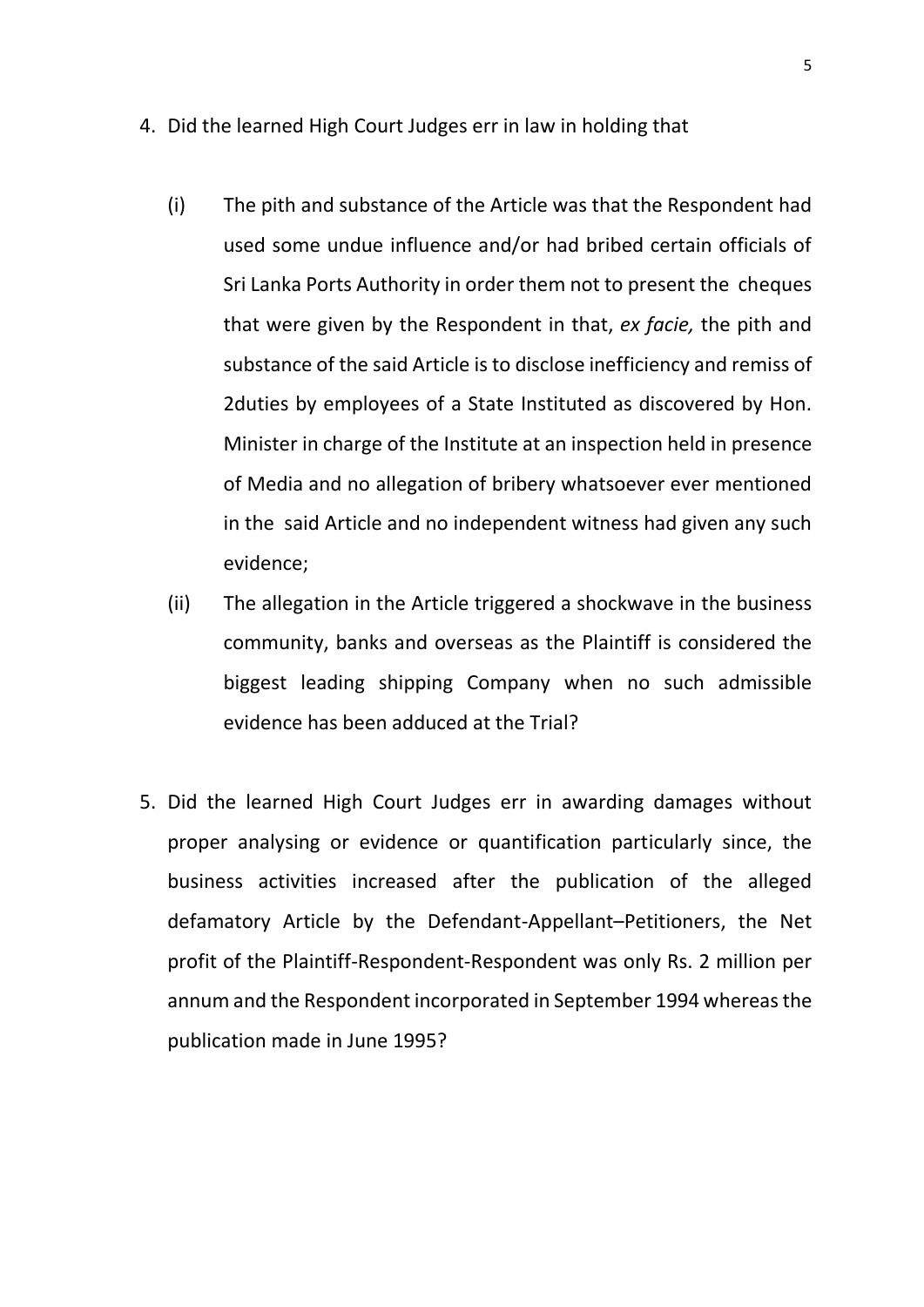4. Did the learned High Court Judges err in law in holding that

   (i) The pith and substance of the Article was that the Respondent had used some undue influence and/or had bribed certain officials of Sri Lanka Ports Authority in order them not to present the cheques that were given by the Respondent in that, *ex facie,* the pith and substance of the said Article is to disclose inefficiency and remiss of 2duties by employees of a State Instituted as discovered by Hon. Minister in charge of the Institute at an inspection held in presence of Media and no allegation of bribery whatsoever ever mentioned in the said Article and no independent witness had given any such evidence;

   (ii) The allegation in the Article triggered a shockwave in the business community, banks and overseas as the Plaintiff is considered the biggest leading shipping Company when no such admissible evidence has been adduced at the Trial?

5. Did the learned High Court Judges err in awarding damages without proper analysing or evidence or quantification particularly since, the business activities increased after the publication of the alleged defamatory Article by the Defendant-Appellant–Petitioners, the Net profit of the Plaintiff-Respondent-Respondent was only Rs. 2 million per annum and the Respondent incorporated in September 1994 whereas the publication made in June 1995?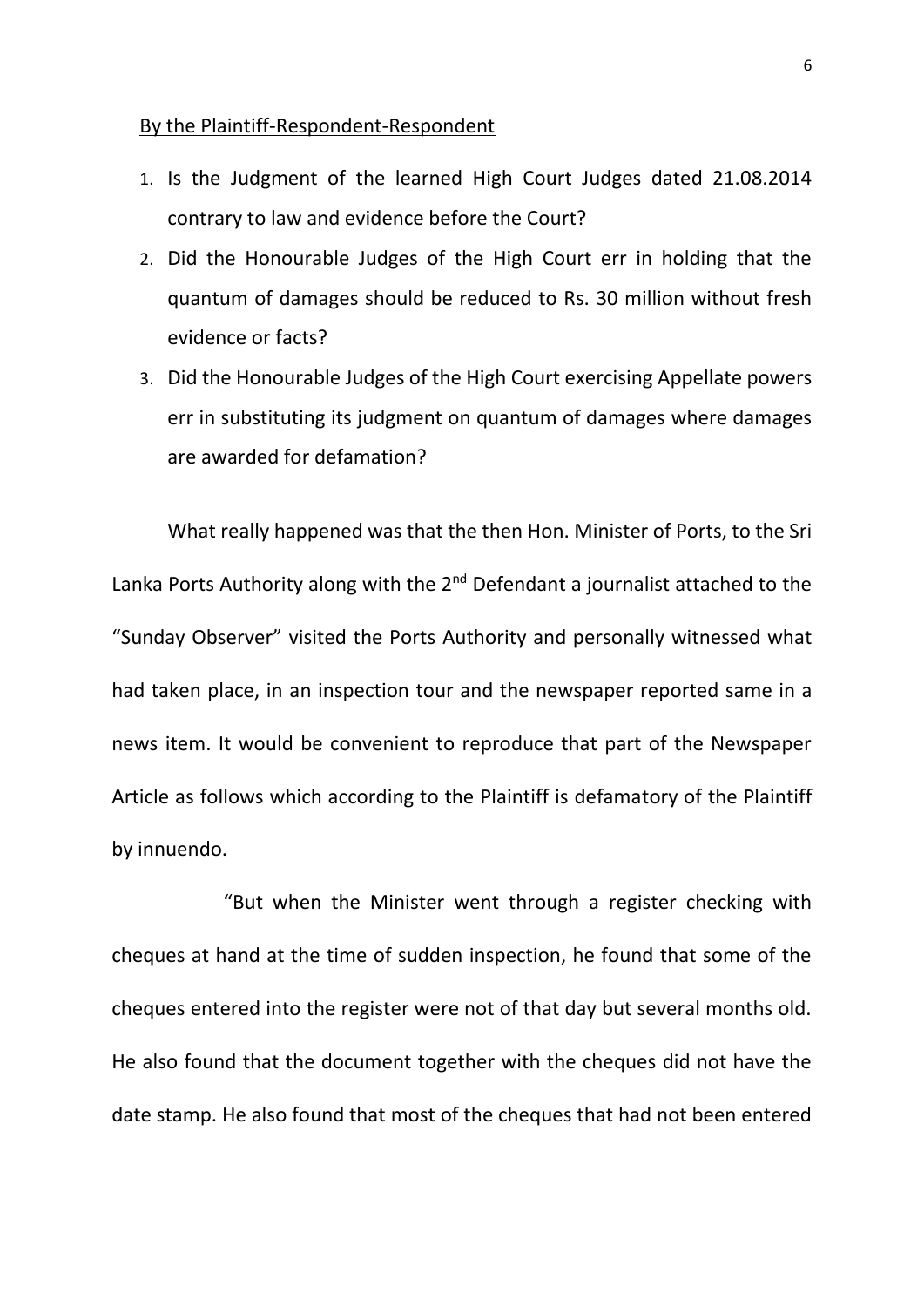By the Plaintiff-Respondent-Respondent

1. Is the Judgment of the learned High Court Judges dated 21.08.2014 contrary to law and evidence before the Court?
2. Did the Honourable Judges of the High Court err in holding that the quantum of damages should be reduced to Rs. 30 million without fresh evidence or facts?
3. Did the Honourable Judges of the High Court exercising Appellate powers err in substituting its judgment on quantum of damages where damages are awarded for defamation?

What really happened was that the then Hon. Minister of Ports, to the Sri Lanka Ports Authority along with the 2nd Defendant a journalist attached to the "Sunday Observer" visited the Ports Authority and personally witnessed what had taken place, in an inspection tour and the newspaper reported same in a news item. It would be convenient to reproduce that part of the Newspaper Article as follows which according to the Plaintiff is defamatory of the Plaintiff by innuendo.

"But when the Minister went through a register checking with cheques at hand at the time of sudden inspection, he found that some of the cheques entered into the register were not of that day but several months old. He also found that the document together with the cheques did not have the date stamp. He also found that most of the cheques that had not been entered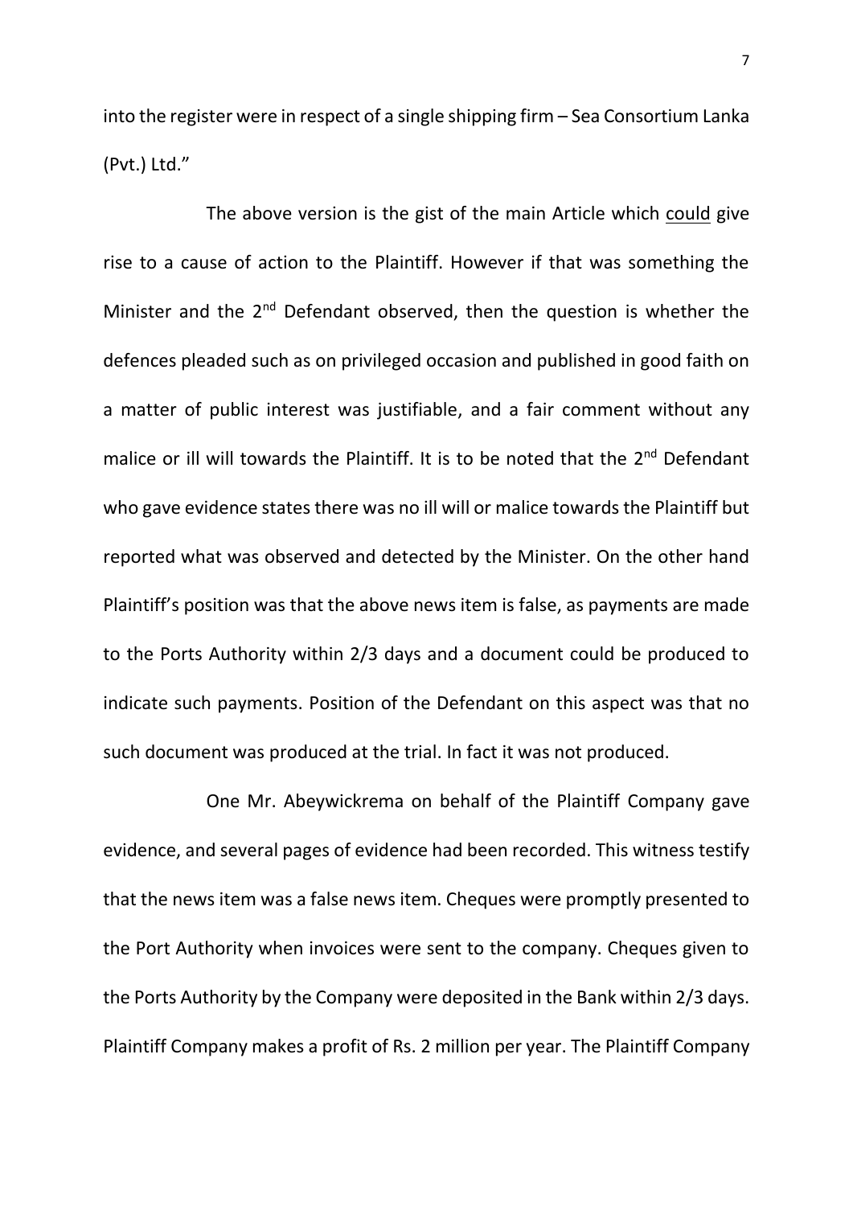into the register were in respect of a single shipping firm – Sea Consortium Lanka (Pvt.) Ltd."

The above version is the gist of the main Article which <u>could</u> give rise to a cause of action to the Plaintiff. However if that was something the Minister and the 2nd Defendant observed, then the question is whether the defences pleaded such as on privileged occasion and published in good faith on a matter of public interest was justifiable, and a fair comment without any malice or ill will towards the Plaintiff. It is to be noted that the 2nd Defendant who gave evidence states there was no ill will or malice towards the Plaintiff but reported what was observed and detected by the Minister. On the other hand Plaintiff's position was that the above news item is false, as payments are made to the Ports Authority within 2/3 days and a document could be produced to indicate such payments. Position of the Defendant on this aspect was that no such document was produced at the trial. In fact it was not produced.

One Mr. Abeywickrema on behalf of the Plaintiff Company gave evidence, and several pages of evidence had been recorded. This witness testify that the news item was a false news item. Cheques were promptly presented to the Port Authority when invoices were sent to the company. Cheques given to the Ports Authority by the Company were deposited in the Bank within 2/3 days. Plaintiff Company makes a profit of Rs. 2 million per year. The Plaintiff Company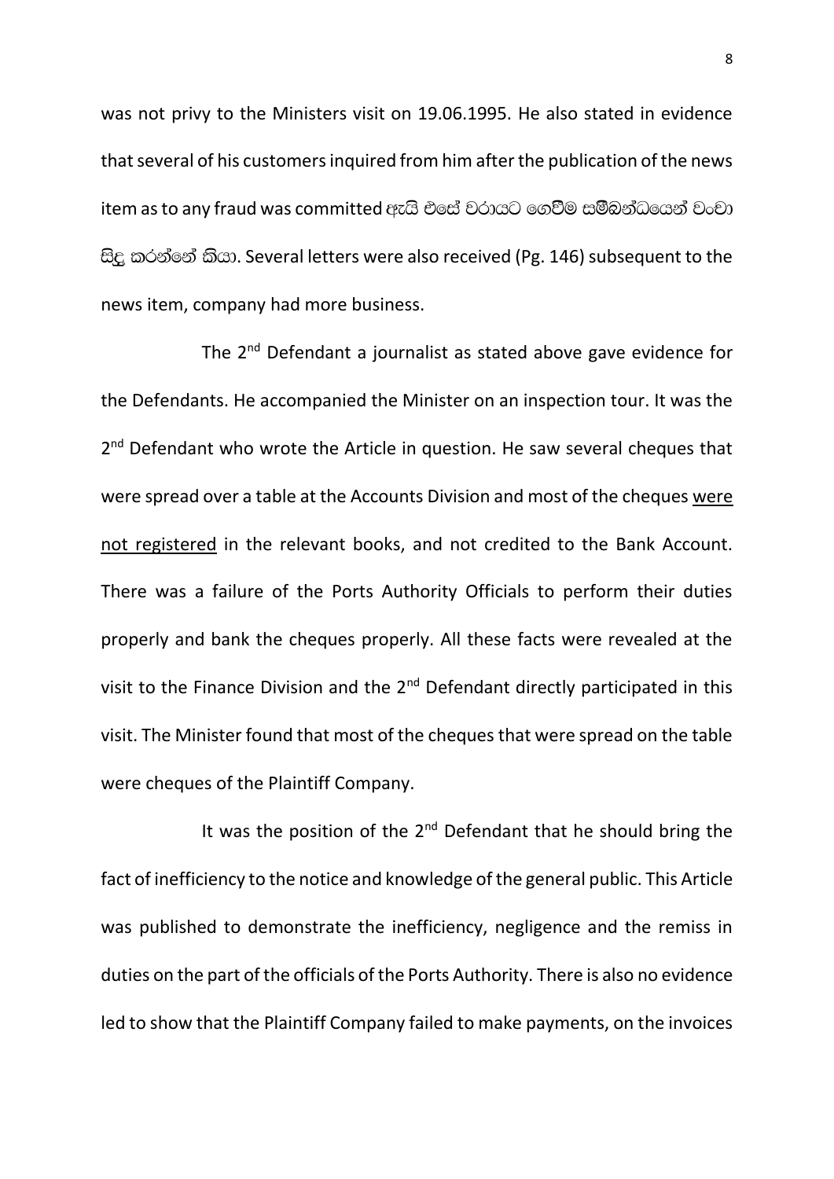was not privy to the Ministers visit on 19.06.1995. He also stated in evidence that several of his customers inquired from him after the publication of the news item as to any fraud was committed ඇයි එසේ වරායට ගෙවීම සම්බන්ධයෙන් වංචා සිදු කරන්නේ කියා. Several letters were also received (Pg. 146) subsequent to the news item, company had more business.

The 2nd Defendant a journalist as stated above gave evidence for the Defendants. He accompanied the Minister on an inspection tour. It was the 2nd Defendant who wrote the Article in question. He saw several cheques that were spread over a table at the Accounts Division and most of the cheques were not registered in the relevant books, and not credited to the Bank Account. There was a failure of the Ports Authority Officials to perform their duties properly and bank the cheques properly. All these facts were revealed at the visit to the Finance Division and the 2nd Defendant directly participated in this visit. The Minister found that most of the cheques that were spread on the table were cheques of the Plaintiff Company.

It was the position of the 2nd Defendant that he should bring the fact of inefficiency to the notice and knowledge of the general public. This Article was published to demonstrate the inefficiency, negligence and the remiss in duties on the part of the officials of the Ports Authority. There is also no evidence led to show that the Plaintiff Company failed to make payments, on the invoices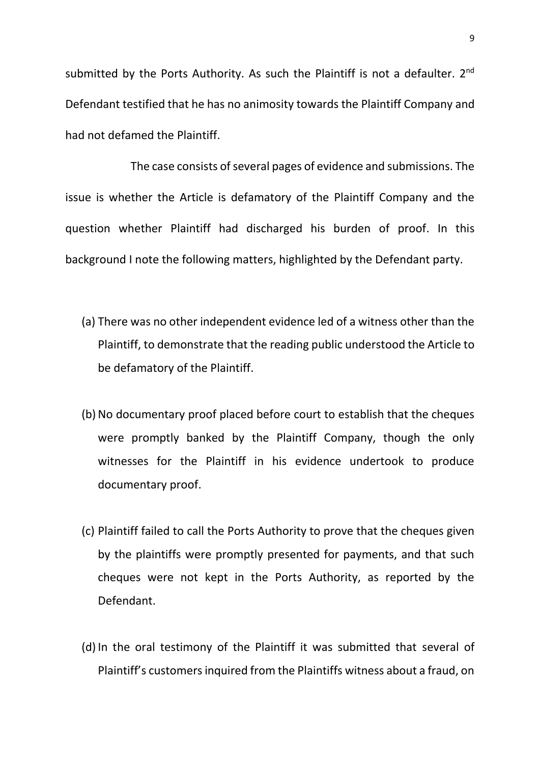submitted by the Ports Authority. As such the Plaintiff is not a defaulter. 2nd Defendant testified that he has no animosity towards the Plaintiff Company and had not defamed the Plaintiff.

The case consists of several pages of evidence and submissions. The issue is whether the Article is defamatory of the Plaintiff Company and the question whether Plaintiff had discharged his burden of proof. In this background I note the following matters, highlighted by the Defendant party.

(a) There was no other independent evidence led of a witness other than the Plaintiff, to demonstrate that the reading public understood the Article to be defamatory of the Plaintiff.

(b) No documentary proof placed before court to establish that the cheques were promptly banked by the Plaintiff Company, though the only witnesses for the Plaintiff in his evidence undertook to produce documentary proof.

(c) Plaintiff failed to call the Ports Authority to prove that the cheques given by the plaintiffs were promptly presented for payments, and that such cheques were not kept in the Ports Authority, as reported by the Defendant.

(d) In the oral testimony of the Plaintiff it was submitted that several of Plaintiff's customers inquired from the Plaintiffs witness about a fraud, on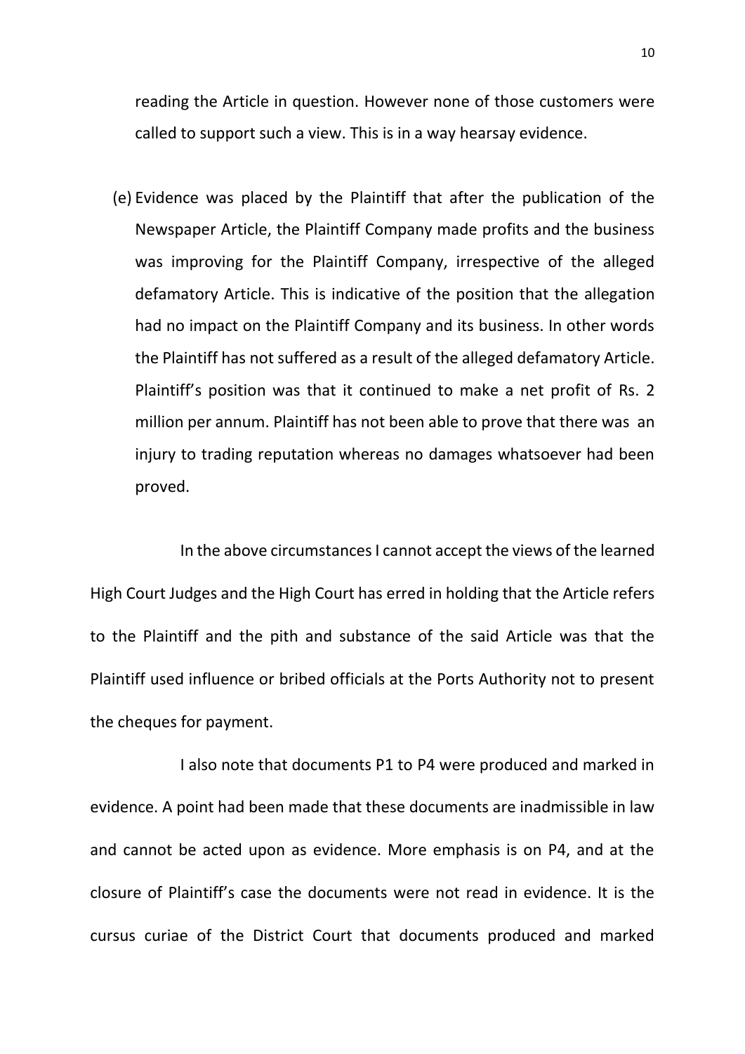reading the Article in question. However none of those customers were called to support such a view. This is in a way hearsay evidence.

(e) Evidence was placed by the Plaintiff that after the publication of the Newspaper Article, the Plaintiff Company made profits and the business was improving for the Plaintiff Company, irrespective of the alleged defamatory Article. This is indicative of the position that the allegation had no impact on the Plaintiff Company and its business. In other words the Plaintiff has not suffered as a result of the alleged defamatory Article. Plaintiff's position was that it continued to make a net profit of Rs. 2 million per annum. Plaintiff has not been able to prove that there was an injury to trading reputation whereas no damages whatsoever had been proved.

In the above circumstances I cannot accept the views of the learned High Court Judges and the High Court has erred in holding that the Article refers to the Plaintiff and the pith and substance of the said Article was that the Plaintiff used influence or bribed officials at the Ports Authority not to present the cheques for payment.

I also note that documents P1 to P4 were produced and marked in evidence. A point had been made that these documents are inadmissible in law and cannot be acted upon as evidence. More emphasis is on P4, and at the closure of Plaintiff's case the documents were not read in evidence. It is the cursus curiae of the District Court that documents produced and marked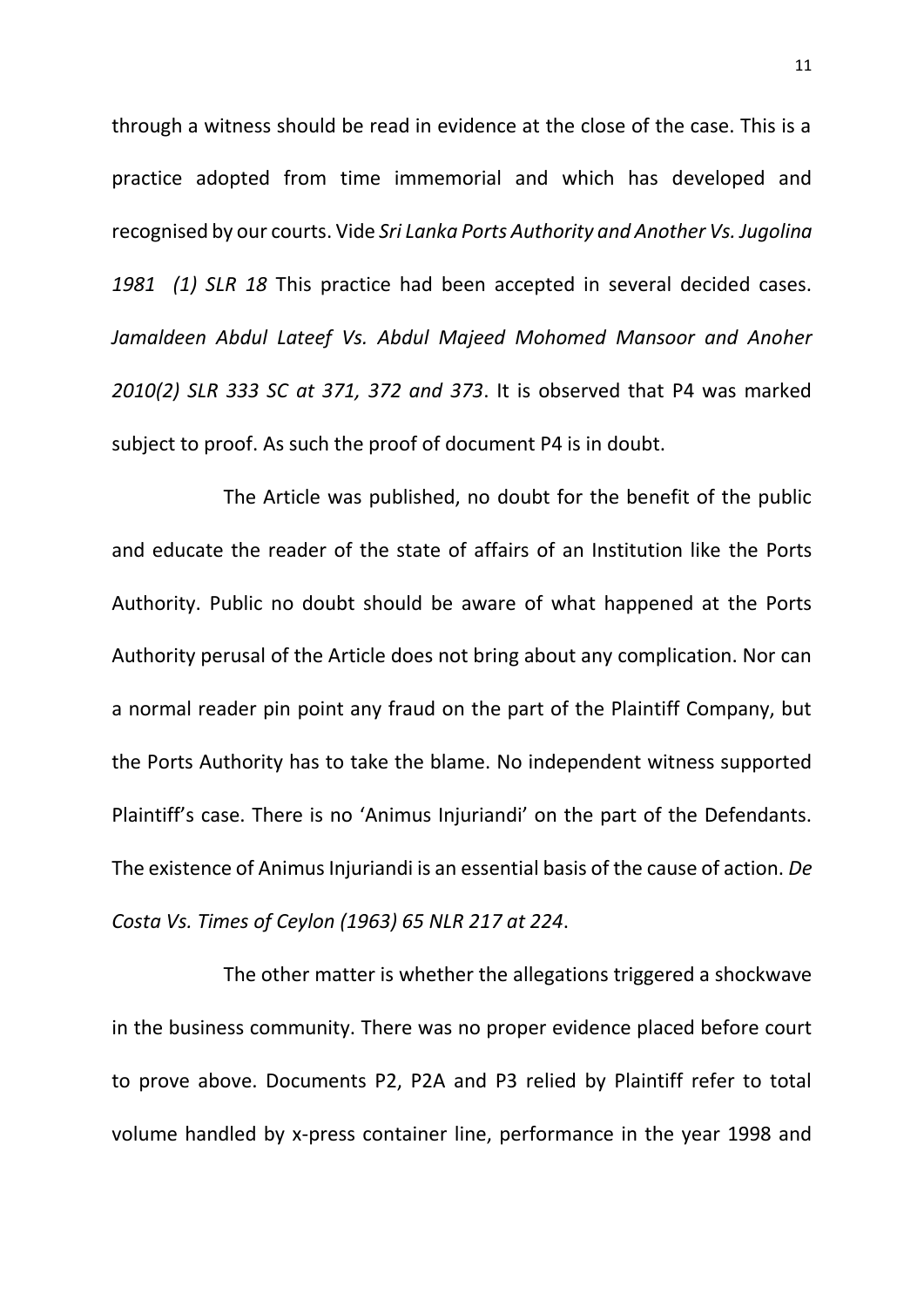through a witness should be read in evidence at the close of the case. This is a practice adopted from time immemorial and which has developed and recognised by our courts. Vide *Sri Lanka Ports Authority and Another Vs. Jugolina 1981 (1) SLR 18* This practice had been accepted in several decided cases. *Jamaldeen Abdul Lateef Vs. Abdul Majeed Mohomed Mansoor and Anoher 2010(2) SLR 333 SC at 371, 372 and 373*. It is observed that P4 was marked subject to proof. As such the proof of document P4 is in doubt.

The Article was published, no doubt for the benefit of the public and educate the reader of the state of affairs of an Institution like the Ports Authority. Public no doubt should be aware of what happened at the Ports Authority perusal of the Article does not bring about any complication. Nor can a normal reader pin point any fraud on the part of the Plaintiff Company, but the Ports Authority has to take the blame. No independent witness supported Plaintiff's case. There is no 'Animus Injuriandi' on the part of the Defendants. The existence of Animus Injuriandi is an essential basis of the cause of action. *De Costa Vs. Times of Ceylon (1963) 65 NLR 217 at 224*.

The other matter is whether the allegations triggered a shockwave in the business community. There was no proper evidence placed before court to prove above. Documents P2, P2A and P3 relied by Plaintiff refer to total volume handled by x-press container line, performance in the year 1998 and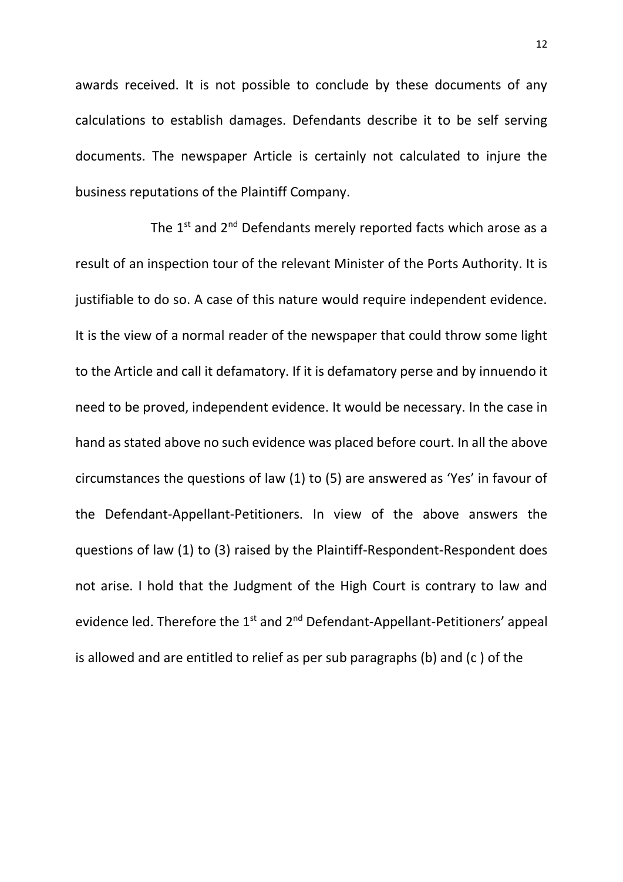awards received. It is not possible to conclude by these documents of any calculations to establish damages. Defendants describe it to be self serving documents. The newspaper Article is certainly not calculated to injure the business reputations of the Plaintiff Company.

The 1st and 2nd Defendants merely reported facts which arose as a result of an inspection tour of the relevant Minister of the Ports Authority. It is justifiable to do so. A case of this nature would require independent evidence. It is the view of a normal reader of the newspaper that could throw some light to the Article and call it defamatory. If it is defamatory perse and by innuendo it need to be proved, independent evidence. It would be necessary. In the case in hand as stated above no such evidence was placed before court. In all the above circumstances the questions of law (1) to (5) are answered as 'Yes' in favour of the Defendant-Appellant-Petitioners. In view of the above answers the questions of law (1) to (3) raised by the Plaintiff-Respondent-Respondent does not arise. I hold that the Judgment of the High Court is contrary to law and evidence led. Therefore the 1st and 2nd Defendant-Appellant-Petitioners' appeal is allowed and are entitled to relief as per sub paragraphs (b) and (c ) of the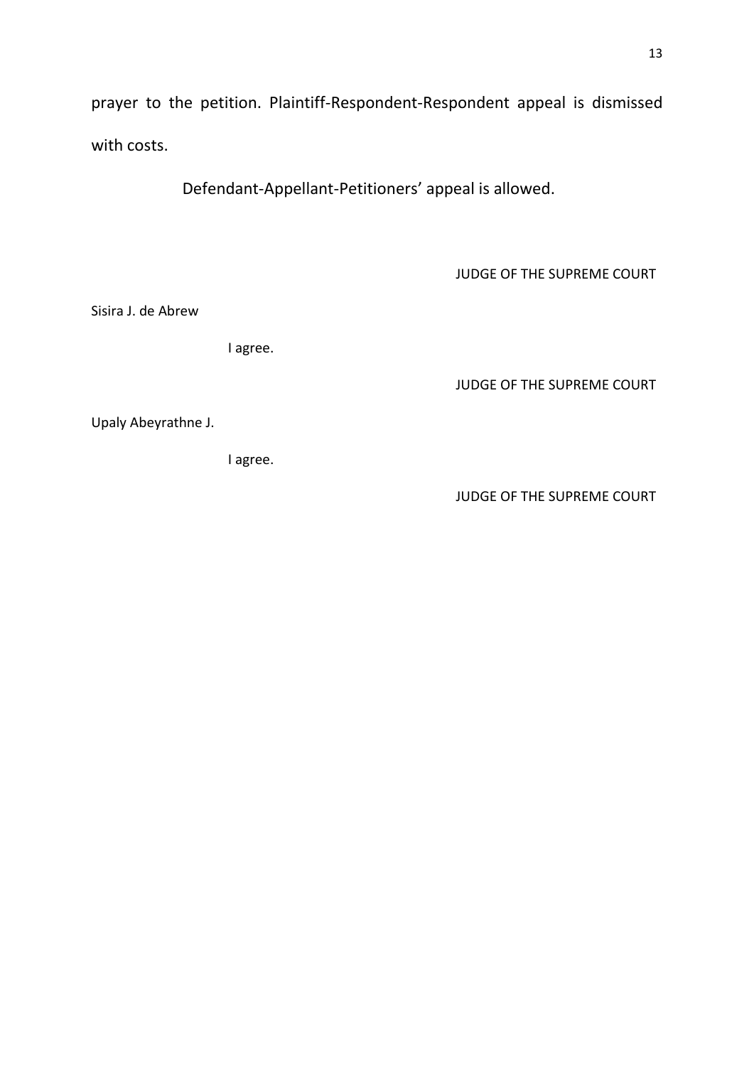prayer to the petition. Plaintiff-Respondent-Respondent appeal is dismissed with costs.

Defendant-Appellant-Petitioners' appeal is allowed.

JUDGE OF THE SUPREME COURT

Sisira J. de Abrew

I agree.

JUDGE OF THE SUPREME COURT

Upaly Abeyrathne J.

I agree.

JUDGE OF THE SUPREME COURT